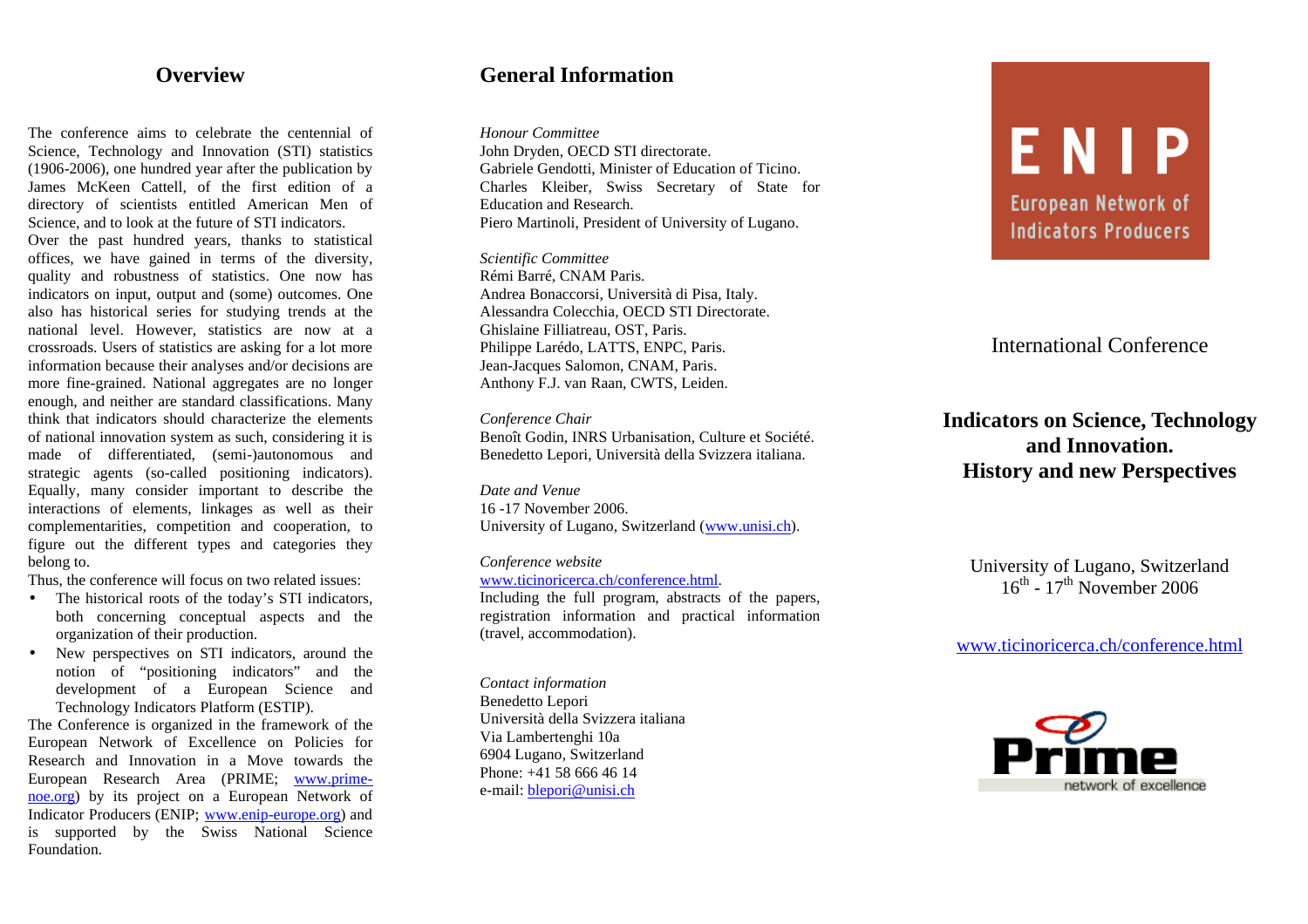## Overview

The conference aims to celebrate the centennial of Science, Technology and Innovation (STI) statistics (1906-2006), one hundred year after the publication by James McKeen Cattell, of the first edition of a directory of scientists entitled American Men of Science, and to look at the future of STI indicators.

Over the past hundred years, thanks to statistical offices, we have gained in terms of the diversity, quality and robustness of statistics. One now has indicators on input, output and (some) outcomes. One also has historical series for studying trends at the national level. However, statistics are now at a crossroads. Users of statistics are asking for a lot more information because their analyses and/or decisions are more fine-grained. National aggregates are no longer enough, and neither are standard classifications. Many think that indicators should characterize the elements of national innovation system as such, considering it is made of differentiated, (semi-)autonomous and strategic agents (so-called positioning indicators). Equally, many consider important to describe the interactions of elements, linkages as well as their complementarities, competition and cooperation, to figure out the different types and categories they belong to.

Thus, the conference will focus on two related issues:

- The historical roots of the today's STI indicators, both concerning conceptual aspects and the organization of their production.
- New perspectives on STI indicators, around the notion of "positioning indicators" and the development of a European Science and Technology Indicators Platform (ESTIP).

The Conference is organized in the framework of the European Network of Excellence on Policies for Research and Innovation in a Move towards the European Research Area (PRIME; www.prime-noe.org) by its project on a European Network of Indicator Producers (ENIP; www.enip-europe.org) and is supported by the Swiss National Science Foundation.

## General Information

*Honour Committee*
John Dryden, OECD STI directorate.
Gabriele Gendotti, Minister of Education of Ticino.
Charles Kleiber, Swiss Secretary of State for Education and Research.
Piero Martinoli, President of University of Lugano.

*Scientific Committee*
Rémi Barré, CNAM Paris.
Andrea Bonaccorsi, Università di Pisa, Italy.
Alessandra Colecchia, OECD STI Directorate.
Ghislaine Filliatreau, OST, Paris.
Philippe Larédo, LATTS, ENPC, Paris.
Jean-Jacques Salomon, CNAM, Paris.
Anthony F.J. van Raan, CWTS, Leiden.

*Conference Chair*
Benoît Godin, INRS Urbanisation, Culture et Société.
Benedetto Lepori, Università della Svizzera italiana.

*Date and Venue*
16 -17 November 2006.
University of Lugano, Switzerland (www.unisi.ch).

*Conference website*
www.ticinoricerca.ch/conference.html.
Including the full program, abstracts of the papers, registration information and practical information (travel, accommodation).

*Contact information*
Benedetto Lepori
Università della Svizzera italiana
Via Lambertenghi 10a
6904 Lugano, Switzerland
Phone: +41 58 666 46 14
e-mail: blepori@unisi.ch

ENIP
European Network of Indicators Producers

International Conference

# Indicators on Science, Technology and Innovation. History and new Perspectives

University of Lugano, Switzerland
16th - 17th November 2006

www.ticinoricerca.ch/conference.html

Prime
network of excellence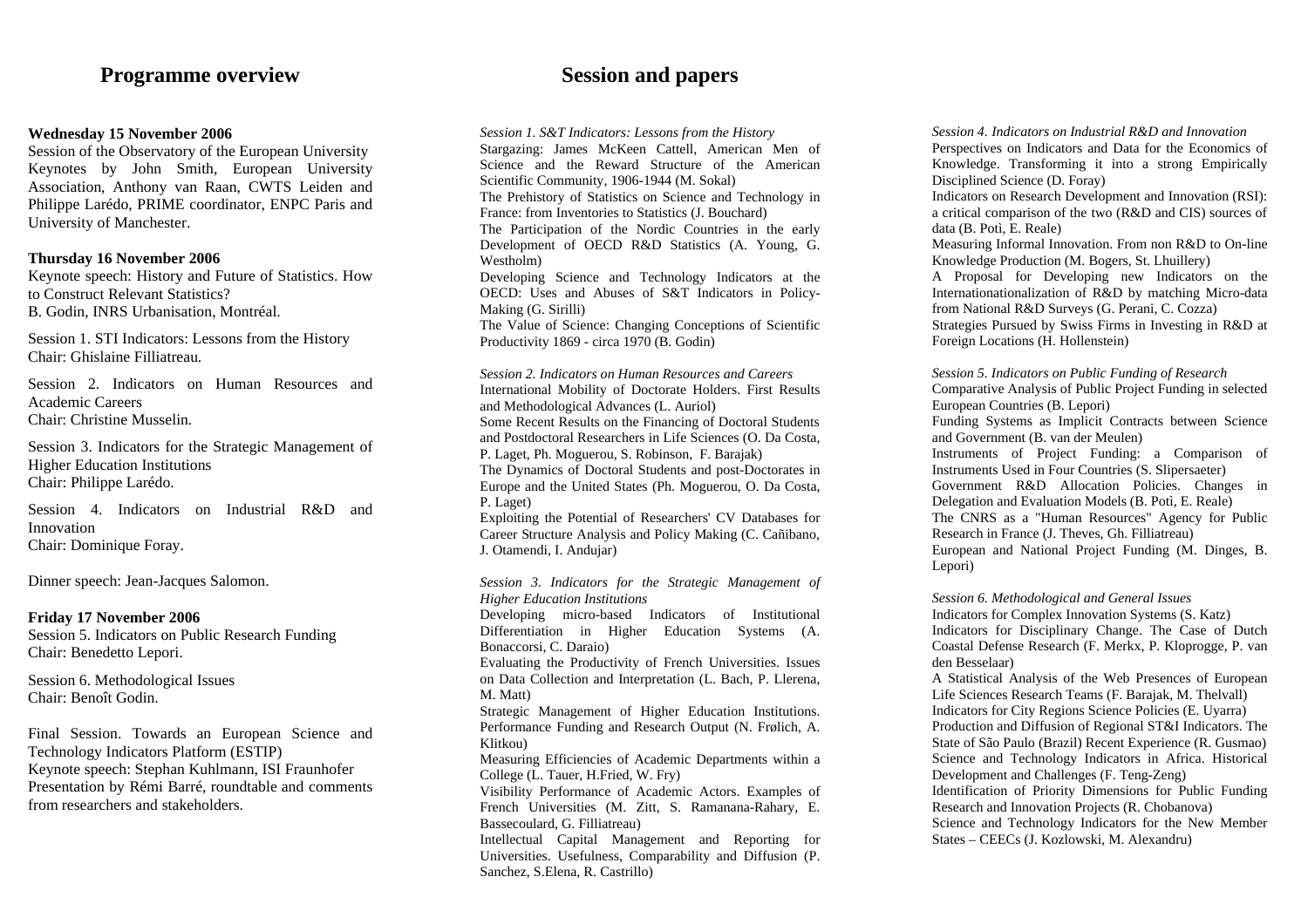# Programme overview

**Wednesday 15 November 2006**

Session of the Observatory of the European University

Keynotes by John Smith, European University Association, Anthony van Raan, CWTS Leiden and Philippe Larédo, PRIME coordinator, ENPC Paris and University of Manchester.

**Thursday 16 November 2006**

Keynote speech: History and Future of Statistics. How to Construct Relevant Statistics?
B. Godin, INRS Urbanisation, Montréal.

Session 1. STI Indicators: Lessons from the History
Chair: Ghislaine Filliatreau.

Session 2. Indicators on Human Resources and Academic Careers
Chair: Christine Musselin.

Session 3. Indicators for the Strategic Management of Higher Education Institutions
Chair: Philippe Larédo.

Session 4. Indicators on Industrial R&D and Innovation
Chair: Dominique Foray.

Dinner speech: Jean-Jacques Salomon.

**Friday 17 November 2006**

Session 5. Indicators on Public Research Funding
Chair: Benedetto Lepori.

Session 6. Methodological Issues
Chair: Benoît Godin.

Final Session. Towards an European Science and Technology Indicators Platform (ESTIP)
Keynote speech: Stephan Kuhlmann, ISI Fraunhofer
Presentation by Rémi Barré, roundtable and comments from researchers and stakeholders.

# Session and papers

*Session 1. S&T Indicators: Lessons from the History*

Stargazing: James McKeen Cattell, American Men of Science and the Reward Structure of the American Scientific Community, 1906-1944 (M. Sokal)

The Prehistory of Statistics on Science and Technology in France: from Inventories to Statistics (J. Bouchard)

The Participation of the Nordic Countries in the early Development of OECD R&D Statistics (A. Young, G. Westholm)

Developing Science and Technology Indicators at the OECD: Uses and Abuses of S&T Indicators in Policy-Making (G. Sirilli)

The Value of Science: Changing Conceptions of Scientific Productivity 1869 - circa 1970 (B. Godin)

*Session 2. Indicators on Human Resources and Careers*

International Mobility of Doctorate Holders. First Results and Methodological Advances (L. Auriol)

Some Recent Results on the Financing of Doctoral Students and Postdoctoral Researchers in Life Sciences (O. Da Costa, P. Laget, Ph. Moguerou, S. Robinson, F. Barajak)

The Dynamics of Doctoral Students and post-Doctorates in Europe and the United States (Ph. Moguerou, O. Da Costa, P. Laget)

Exploiting the Potential of Researchers' CV Databases for Career Structure Analysis and Policy Making (C. Cañibano, J. Otamendi, I. Andujar)

*Session 3. Indicators for the Strategic Management of Higher Education Institutions*

Developing micro-based Indicators of Institutional Differentiation in Higher Education Systems (A. Bonaccorsi, C. Daraio)

Evaluating the Productivity of French Universities. Issues on Data Collection and Interpretation (L. Bach, P. Llerena, M. Matt)

Strategic Management of Higher Education Institutions. Performance Funding and Research Output (N. Frølich, A. Klitkou)

Measuring Efficiencies of Academic Departments within a College (L. Tauer, H.Fried, W. Fry)

Visibility Performance of Academic Actors. Examples of French Universities (M. Zitt, S. Ramanana-Rahary, E. Bassecoulard, G. Filliatreau)

Intellectual Capital Management and Reporting for Universities. Usefulness, Comparability and Diffusion (P. Sanchez, S.Elena, R. Castrillo)

*Session 4. Indicators on Industrial R&D and Innovation*

Perspectives on Indicators and Data for the Economics of Knowledge. Transforming it into a strong Empirically Disciplined Science (D. Foray)

Indicators on Research Development and Innovation (RSI): a critical comparison of the two (R&D and CIS) sources of data (B. Potì, E. Reale)

Measuring Informal Innovation. From non R&D to On-line Knowledge Production (M. Bogers, St. Lhuillery)

A Proposal for Developing new Indicators on the Internationalization of R&D by matching Micro-data from National R&D Surveys (G. Perani, C. Cozza)

Strategies Pursued by Swiss Firms in Investing in R&D at Foreign Locations (H. Hollenstein)

*Session 5. Indicators on Public Funding of Research*

Comparative Analysis of Public Project Funding in selected European Countries (B. Lepori)

Funding Systems as Implicit Contracts between Science and Government (B. van der Meulen)

Instruments of Project Funding: a Comparison of Instruments Used in Four Countries (S. Slipersaeter)

Government R&D Allocation Policies. Changes in Delegation and Evaluation Models (B. Potì, E. Reale)

The CNRS as a "Human Resources" Agency for Public Research in France (J. Theves, Gh. Filliatreau)

European and National Project Funding (M. Dinges, B. Lepori)

*Session 6. Methodological and General Issues*

Indicators for Complex Innovation Systems (S. Katz)

Indicators for Disciplinary Change. The Case of Dutch Coastal Defense Research (F. Merkx, P. Kloprogge, P. van den Besselaar)

A Statistical Analysis of the Web Presences of European Life Sciences Research Teams (F. Barajak, M. Thelvall)

Indicators for City Regions Science Policies (E. Uyarra)

Production and Diffusion of Regional ST&I Indicators. The State of São Paulo (Brazil) Recent Experience (R. Gusmao)

Science and Technology Indicators in Africa. Historical Development and Challenges (F. Teng-Zeng)

Identification of Priority Dimensions for Public Funding Research and Innovation Projects (R. Chobanova)

Science and Technology Indicators for the New Member States – CEECs (J. Kozlowski, M. Alexandru)